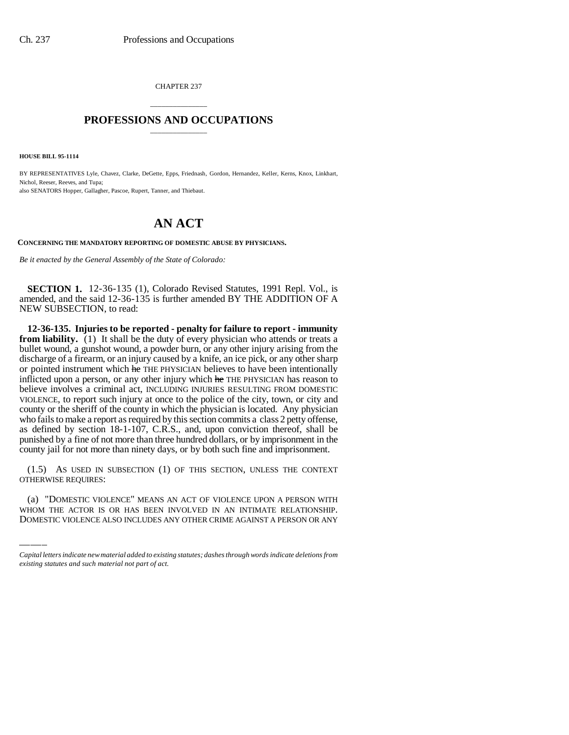CHAPTER 237

# PROFESSIONS AND OCCUPATIONS

**HOUSE BILL 95-1114**

BY REPRESENTATIVES Lyle, Chavez, Clarke, DeGette, Epps, Friednash, Gordon, Hernandez, Keller, Kerns, Knox, Linkhart, Nichol, Reeser, Reeves, and Tupa;
also SENATORS Hopper, Gallagher, Pascoe, Rupert, Tanner, and Thiebaut.

# AN ACT

**CONCERNING THE MANDATORY REPORTING OF DOMESTIC ABUSE BY PHYSICIANS.**

*Be it enacted by the General Assembly of the State of Colorado:*

**SECTION 1.** 12-36-135 (1), Colorado Revised Statutes, 1991 Repl. Vol., is amended, and the said 12-36-135 is further amended BY THE ADDITION OF A NEW SUBSECTION, to read:

**12-36-135. Injuries to be reported - penalty for failure to report - immunity from liability.** (1) It shall be the duty of every physician who attends or treats a bullet wound, a gunshot wound, a powder burn, or any other injury arising from the discharge of a firearm, or an injury caused by a knife, an ice pick, or any other sharp or pointed instrument which ~~he~~ THE PHYSICIAN believes to have been intentionally inflicted upon a person, or any other injury which ~~he~~ THE PHYSICIAN has reason to believe involves a criminal act, INCLUDING INJURIES RESULTING FROM DOMESTIC VIOLENCE, to report such injury at once to the police of the city, town, or city and county or the sheriff of the county in which the physician is located. Any physician who fails to make a report as required by this section commits a class 2 petty offense, as defined by section 18-1-107, C.R.S., and, upon conviction thereof, shall be punished by a fine of not more than three hundred dollars, or by imprisonment in the county jail for not more than ninety days, or by both such fine and imprisonment.

(1.5) AS USED IN SUBSECTION (1) OF THIS SECTION, UNLESS THE CONTEXT OTHERWISE REQUIRES:

(a) "DOMESTIC VIOLENCE" MEANS AN ACT OF VIOLENCE UPON A PERSON WITH WHOM THE ACTOR IS OR HAS BEEN INVOLVED IN AN INTIMATE RELATIONSHIP. DOMESTIC VIOLENCE ALSO INCLUDES ANY OTHER CRIME AGAINST A PERSON OR ANY

*Capital letters indicate new material added to existing statutes; dashes through words indicate deletions from existing statutes and such material not part of act.*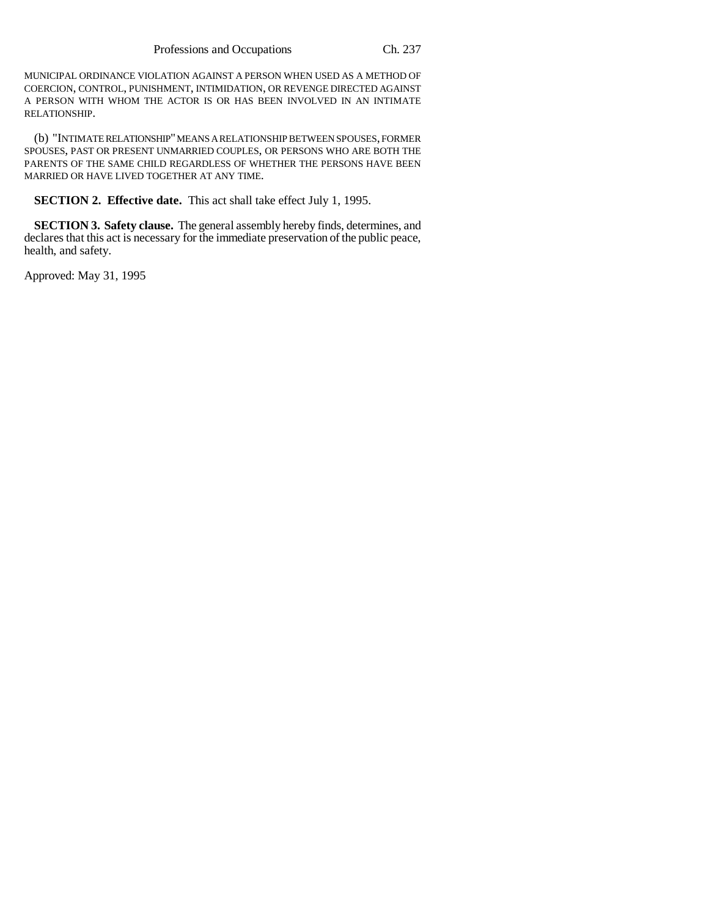MUNICIPAL ORDINANCE VIOLATION AGAINST A PERSON WHEN USED AS A METHOD OF COERCION, CONTROL, PUNISHMENT, INTIMIDATION, OR REVENGE DIRECTED AGAINST A PERSON WITH WHOM THE ACTOR IS OR HAS BEEN INVOLVED IN AN INTIMATE RELATIONSHIP.

(b) "INTIMATE RELATIONSHIP" MEANS A RELATIONSHIP BETWEEN SPOUSES, FORMER SPOUSES, PAST OR PRESENT UNMARRIED COUPLES, OR PERSONS WHO ARE BOTH THE PARENTS OF THE SAME CHILD REGARDLESS OF WHETHER THE PERSONS HAVE BEEN MARRIED OR HAVE LIVED TOGETHER AT ANY TIME.

**SECTION 2. Effective date.** This act shall take effect July 1, 1995.

**SECTION 3. Safety clause.** The general assembly hereby finds, determines, and declares that this act is necessary for the immediate preservation of the public peace, health, and safety.

Approved: May 31, 1995